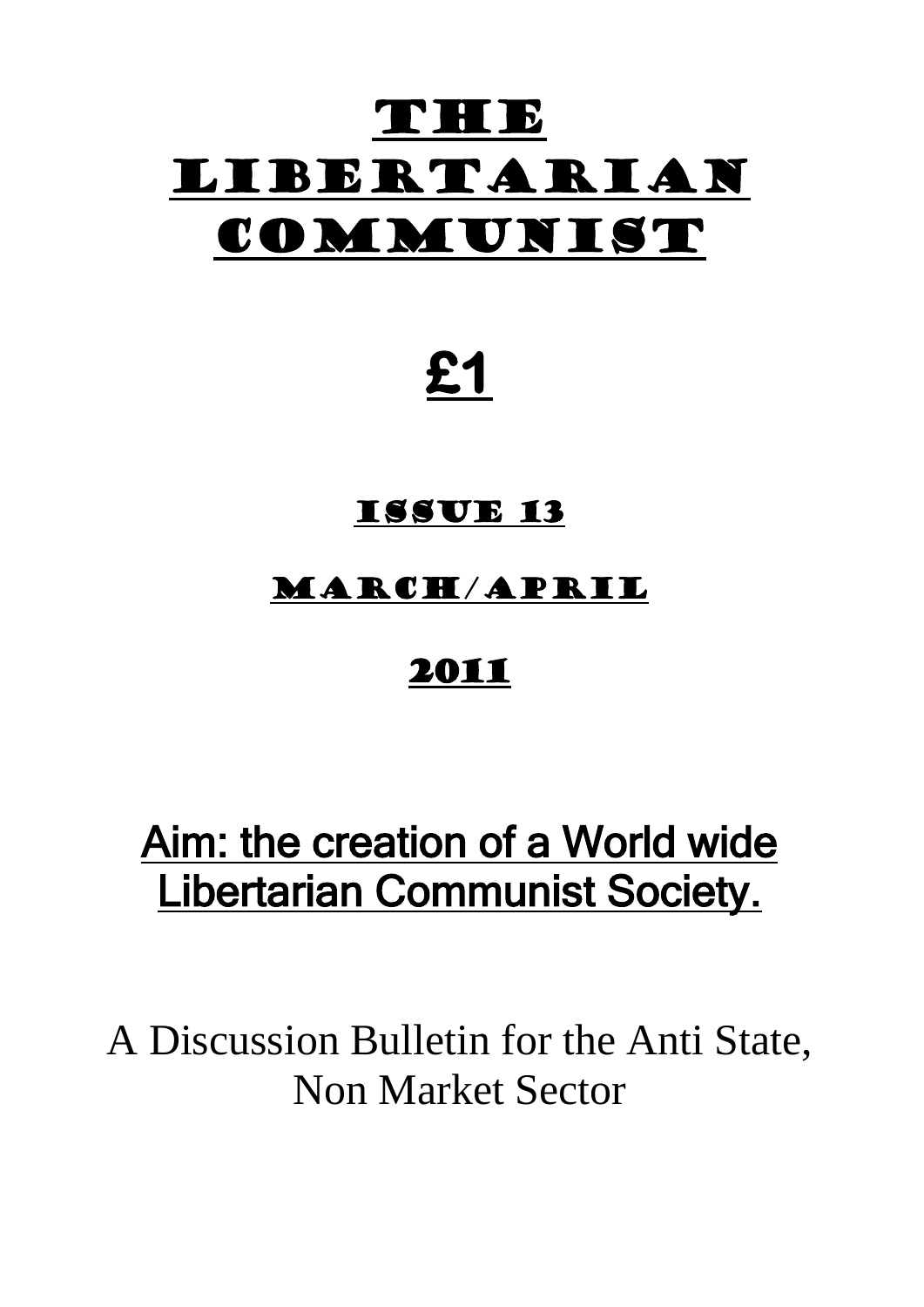# The Libertarian Communist

**£1**

## Issue 13

## March/April

## 2011

## Aim: the creation of a World wide Libertarian Communist Society.

A Discussion Bulletin for the Anti State, Non Market Sector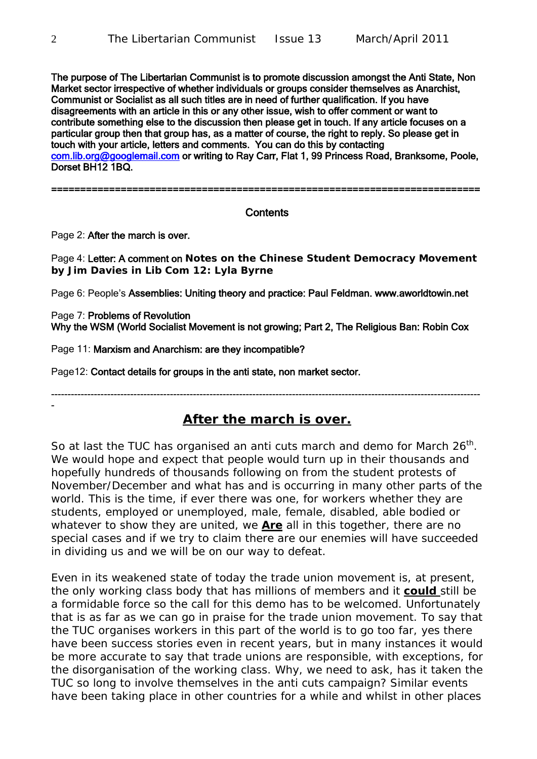**The purpose of The Libertarian Communist is to promote discussion amongst the Anti State, Non Market sector irrespective of whether individuals or groups consider themselves as Anarchist, Communist or Socialist as all such titles are in need of further qualification. If you have disagreements with an article in this or any other issue, wish to offer comment or want to contribute something else to the discussion then please get in touch. If any article focuses on a particular group then that group has, as a matter of course, the right to reply. So please get in touch with your article, letters and comments. You can do this by contacting com.lib.org@googlemail.com or writing to Ray Carr, Flat 1, 99 Princess Road, Branksome, Poole, Dorset BH12 1BQ.**

==========================================================================

**Contents**

Page 2: **After the march is over.**

Page 4: **Letter: A comment on Notes on the Chinese Student Democracy Movement by Jim Davies in Lib Com 12: Lyla Byrne**

Page 6: People's **Assemblies: Uniting theory and practice: Paul Feldman. www.aworldtowin.net**

Page 7: **Problems of Revolution**
**Why the WSM (World Socialist Movement is not growing; Part 2, The Religious Ban: Robin Cox**

Page 11: **Marxism and Anarchism: are they incompatible?**

Page12: **Contact details for groups in the anti state, non market sector.**

---

## After the march is over.

So at last the TUC has organised an anti cuts march and demo for March 26th. We would hope and expect that people would turn up in their thousands and hopefully hundreds of thousands following on from the student protests of November/December and what has and is occurring in many other parts of the world. This is the time, if ever there was one, for workers whether they are students, employed or unemployed, male, female, disabled, able bodied or whatever to show they are united, we **Are** all in this together, there are no special cases and if we try to claim there are our enemies will have succeeded in dividing us and we will be on our way to defeat.

Even in its weakened state of today the trade union movement is, at present, the only working class body that has millions of members and it **could** still be a formidable force so the call for this demo has to be welcomed. Unfortunately that is as far as we can go in praise for the trade union movement. To say that the TUC organises workers in this part of the world is to go too far, yes there have been success stories even in recent years, but in many instances it would be more accurate to say that trade unions are responsible, with exceptions, for the disorganisation of the working class. Why, we need to ask, has it taken the TUC so long to involve themselves in the anti cuts campaign? Similar events have been taking place in other countries for a while and whilst in other places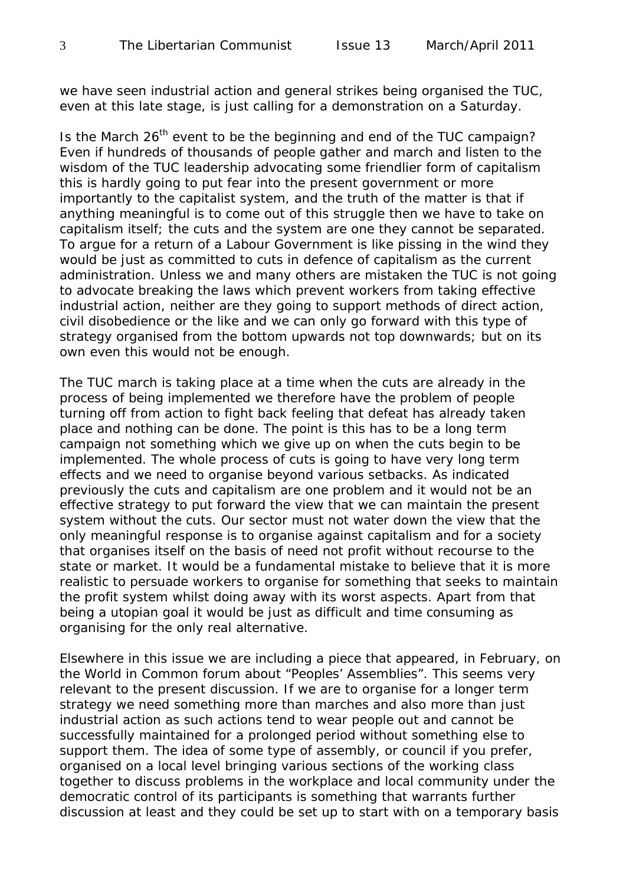we have seen industrial action and general strikes being organised the TUC, even at this late stage, is just calling for a demonstration on a Saturday.

Is the March 26th event to be the beginning and end of the TUC campaign? Even if hundreds of thousands of people gather and march and listen to the wisdom of the TUC leadership advocating some friendlier form of capitalism this is hardly going to put fear into the present government or more importantly to the capitalist system, and the truth of the matter is that if anything meaningful is to come out of this struggle then we have to take on capitalism itself; the cuts and the system are one they cannot be separated. To argue for a return of a Labour Government is like pissing in the wind they would be just as committed to cuts in defence of capitalism as the current administration. Unless we and many others are mistaken the TUC is not going to advocate breaking the laws which prevent workers from taking effective industrial action, neither are they going to support methods of direct action, civil disobedience or the like and we can only go forward with this type of strategy organised from the bottom upwards not top downwards; but on its own even this would not be enough.

The TUC march is taking place at a time when the cuts are already in the process of being implemented we therefore have the problem of people turning off from action to fight back feeling that defeat has already taken place and nothing can be done. The point is this has to be a long term campaign not something which we give up on when the cuts begin to be implemented. The whole process of cuts is going to have very long term effects and we need to organise beyond various setbacks. As indicated previously the cuts and capitalism are one problem and it would not be an effective strategy to put forward the view that we can maintain the present system without the cuts. Our sector must not water down the view that the only meaningful response is to organise against capitalism and for a society that organises itself on the basis of need not profit without recourse to the state or market. It would be a fundamental mistake to believe that it is more realistic to persuade workers to organise for something that seeks to maintain the profit system whilst doing away with its worst aspects. Apart from that being a utopian goal it would be just as difficult and time consuming as organising for the only real alternative.

Elsewhere in this issue we are including a piece that appeared, in February, on the World in Common forum about "Peoples' Assemblies". This seems very relevant to the present discussion. If we are to organise for a longer term strategy we need something more than marches and also more than just industrial action as such actions tend to wear people out and cannot be successfully maintained for a prolonged period without something else to support them. The idea of some type of assembly, or council if you prefer, organised on a local level bringing various sections of the working class together to discuss problems in the workplace and local community under the democratic control of its participants is something that warrants further discussion at least and they could be set up to start with on a temporary basis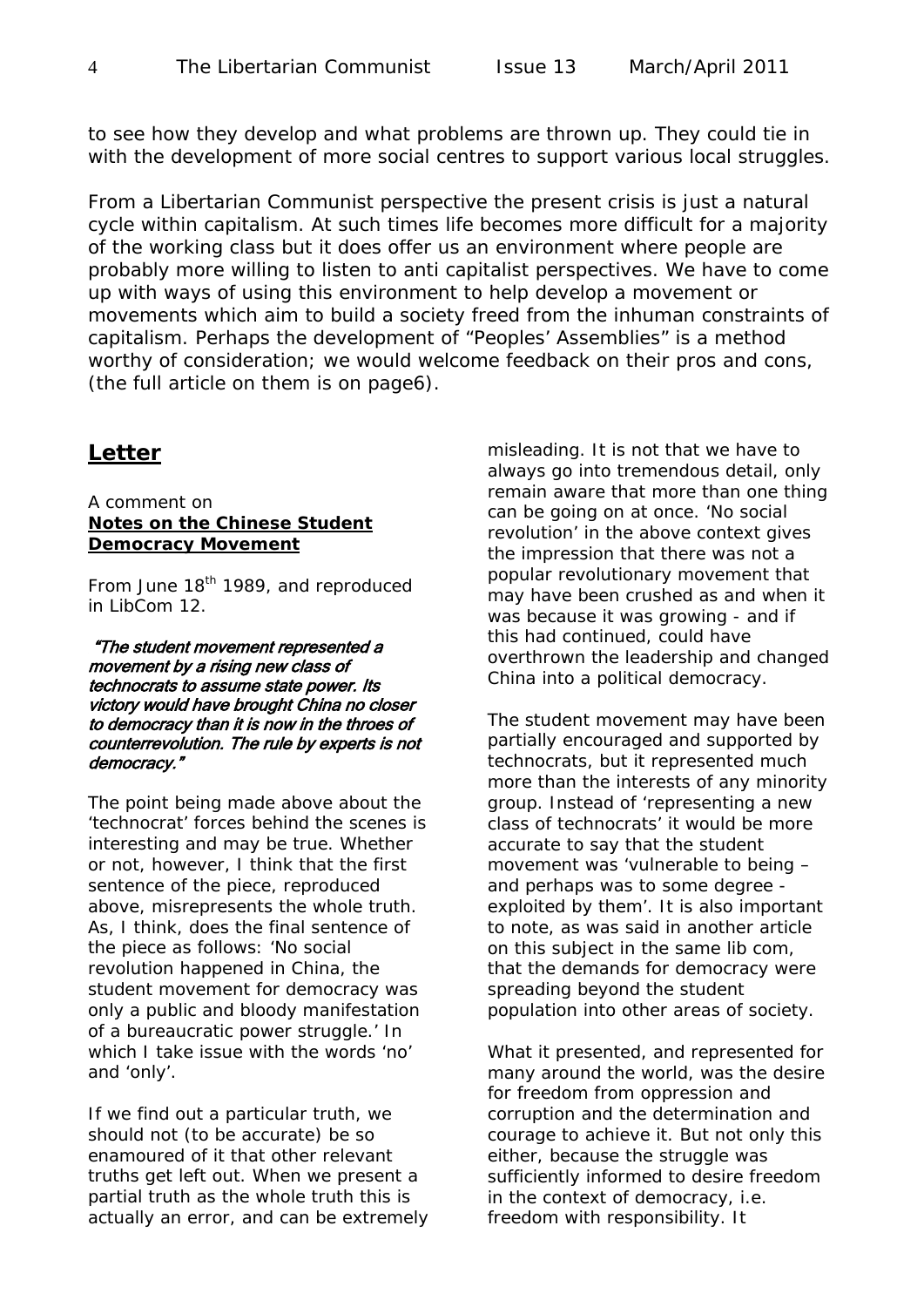to see how they develop and what problems are thrown up. They could tie in with the development of more social centres to support various local struggles.

From a Libertarian Communist perspective the present crisis is just a natural cycle within capitalism. At such times life becomes more difficult for a majority of the working class but it does offer us an environment where people are probably more willing to listen to anti capitalist perspectives. We have to come up with ways of using this environment to help develop a movement or movements which aim to build a society freed from the inhuman constraints of capitalism. Perhaps the development of "Peoples' Assemblies" is a method worthy of consideration; we would welcome feedback on their pros and cons, (the full article on them is on page6).

## Letter

A comment on
**Notes on the Chinese Student Democracy Movement**

From June 18th 1989, and reproduced in LibCom 12.

***"The student movement represented a movement by a rising new class of technocrats to assume state power. Its victory would have brought China no closer to democracy than it is now in the throes of counterrevolution. The rule by experts is not democracy."***

The point being made above about the 'technocrat' forces behind the scenes is interesting and may be true. Whether or not, however, I think that the first sentence of the piece, reproduced above, misrepresents the whole truth. As, I think, does the final sentence of the piece as follows: 'No social revolution happened in China, the student movement for democracy was only a public and bloody manifestation of a bureaucratic power struggle.' In which I take issue with the words 'no' and 'only'.

If we find out a particular truth, we should not (to be accurate) be so enamoured of it that other relevant truths get left out. When we present a partial truth as the whole truth this is actually an error, and can be extremely misleading. It is not that we have to always go into tremendous detail, only remain aware that more than one thing can be going on at once. 'No social revolution' in the above context gives the impression that there was not a popular revolutionary movement that may have been crushed as and when it was because it was growing - and if this had continued, could have overthrown the leadership and changed China into a political democracy.

The student movement may have been partially encouraged and supported by technocrats, but it represented much more than the interests of any minority group. Instead of 'representing a new class of technocrats' it would be more accurate to say that the student movement was 'vulnerable to being – and perhaps was to some degree - exploited by them'. It is also important to note, as was said in another article on this subject in the same lib com, that the demands for democracy were spreading beyond the student population into other areas of society.

What it presented, and represented for many around the world, was the desire for freedom from oppression and corruption and the determination and courage to achieve it. But not only this either, because the struggle was sufficiently informed to desire freedom in the context of democracy, i.e. freedom with responsibility. It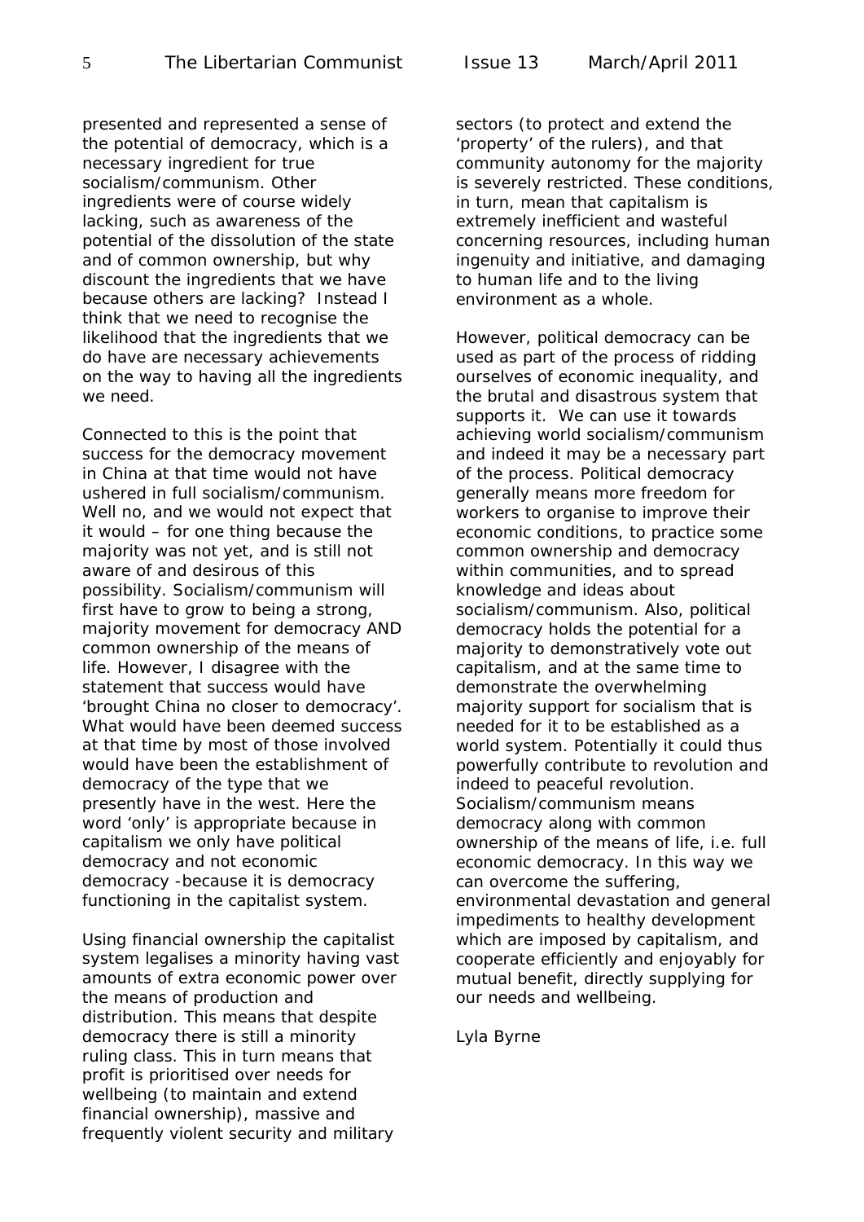presented and represented a sense of the potential of democracy, which is a necessary ingredient for true socialism/communism. Other ingredients were of course widely lacking, such as awareness of the potential of the dissolution of the state and of common ownership, but why discount the ingredients that we have because others are lacking? Instead I think that we need to recognise the likelihood that the ingredients that we do have are necessary achievements on the way to having all the ingredients we need.

Connected to this is the point that success for the democracy movement in China at that time would not have ushered in full socialism/communism. Well no, and we would not expect that it would – for one thing because the majority was not yet, and is still not aware of and desirous of this possibility. Socialism/communism will first have to grow to being a strong, majority movement for democracy AND common ownership of the means of life. However, I disagree with the statement that success would have 'brought China no closer to democracy'. What would have been deemed success at that time by most of those involved would have been the establishment of democracy of the type that we presently have in the west. Here the word 'only' is appropriate because in capitalism we only have political democracy and not economic democracy -because it is democracy functioning in the capitalist system.

Using financial ownership the capitalist system legalises a minority having vast amounts of extra economic power over the means of production and distribution. This means that despite democracy there is still a minority ruling class. This in turn means that profit is prioritised over needs for wellbeing (to maintain and extend financial ownership), massive and frequently violent security and military sectors (to protect and extend the 'property' of the rulers), and that community autonomy for the majority is severely restricted. These conditions, in turn, mean that capitalism is extremely inefficient and wasteful concerning resources, including human ingenuity and initiative, and damaging to human life and to the living environment as a whole.

However, political democracy can be used as part of the process of ridding ourselves of economic inequality, and the brutal and disastrous system that supports it. We can use it towards achieving world socialism/communism and indeed it may be a necessary part of the process. Political democracy generally means more freedom for workers to organise to improve their economic conditions, to practice some common ownership and democracy within communities, and to spread knowledge and ideas about socialism/communism. Also, political democracy holds the potential for a majority to demonstratively vote out capitalism, and at the same time to demonstrate the overwhelming majority support for socialism that is needed for it to be established as a world system. Potentially it could thus powerfully contribute to revolution and indeed to peaceful revolution. Socialism/communism means democracy along with common ownership of the means of life, i.e. full economic democracy. In this way we can overcome the suffering, environmental devastation and general impediments to healthy development which are imposed by capitalism, and cooperate efficiently and enjoyably for mutual benefit, directly supplying for our needs and wellbeing.

Lyla Byrne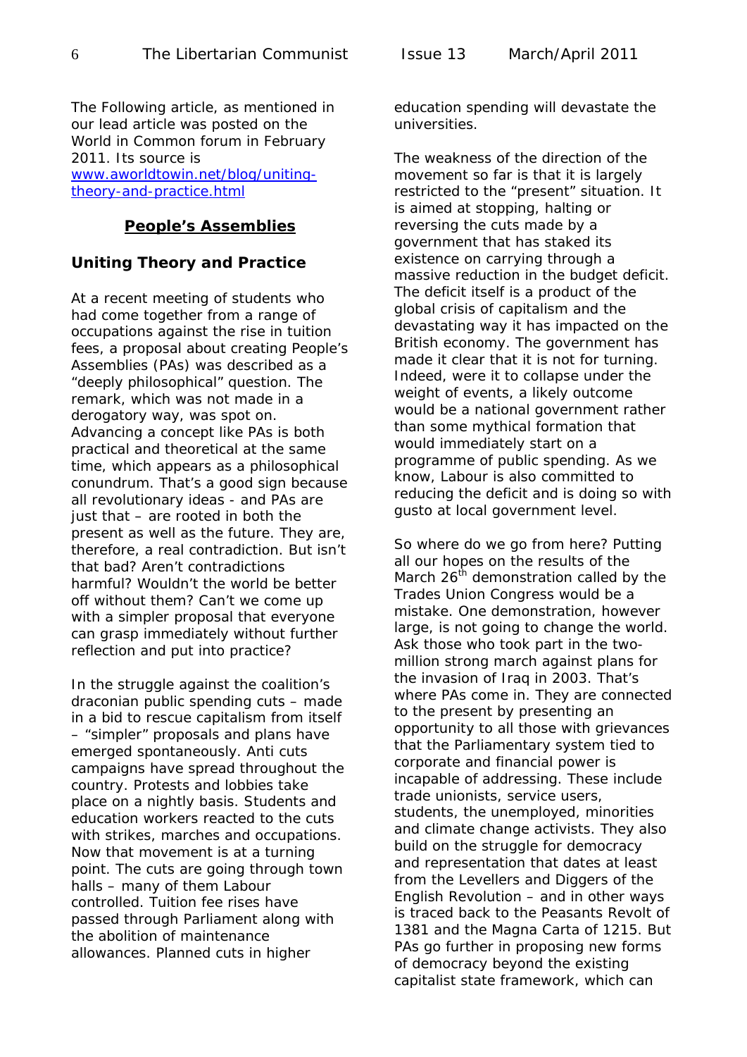The Following article, as mentioned in our lead article was posted on the World in Common forum in February 2011. Its source is [www.aworldtowin.net/blog/uniting-theory-and-practice.html](www.aworldtowin.net/blog/uniting-theory-and-practice.html)

## People's Assemblies

### Uniting Theory and Practice

At a recent meeting of students who had come together from a range of occupations against the rise in tuition fees, a proposal about creating People's Assemblies (PAs) was described as a "deeply philosophical" question. The remark, which was not made in a derogatory way, was spot on. Advancing a concept like PAs is both practical and theoretical at the same time, which appears as a philosophical conundrum. That's a good sign because all revolutionary ideas - and PAs are just that – are rooted in both the present as well as the future. They are, therefore, a real contradiction. But isn't that bad? Aren't contradictions harmful? Wouldn't the world be better off without them? Can't we come up with a simpler proposal that everyone can grasp immediately without further reflection and put into practice?

In the struggle against the coalition's draconian public spending cuts – made in a bid to rescue capitalism from itself – "simpler" proposals and plans have emerged spontaneously. Anti cuts campaigns have spread throughout the country. Protests and lobbies take place on a nightly basis. Students and education workers reacted to the cuts with strikes, marches and occupations. Now that movement is at a turning point. The cuts are going through town halls – many of them Labour controlled. Tuition fee rises have passed through Parliament along with the abolition of maintenance allowances. Planned cuts in higher education spending will devastate the universities.

The weakness of the direction of the movement so far is that it is largely restricted to the "present" situation. It is aimed at stopping, halting or reversing the cuts made by a government that has staked its existence on carrying through a massive reduction in the budget deficit. The deficit itself is a product of the global crisis of capitalism and the devastating way it has impacted on the British economy. The government has made it clear that it is not for turning. Indeed, were it to collapse under the weight of events, a likely outcome would be a national government rather than some mythical formation that would immediately start on a programme of public spending. As we know, Labour is also committed to reducing the deficit and is doing so with gusto at local government level.

So where do we go from here? Putting all our hopes on the results of the March 26th demonstration called by the Trades Union Congress would be a mistake. One demonstration, however large, is not going to change the world. Ask those who took part in the two-million strong march against plans for the invasion of Iraq in 2003. That's where PAs come in. They are connected to the present by presenting an opportunity to all those with grievances that the Parliamentary system tied to corporate and financial power is incapable of addressing. These include trade unionists, service users, students, the unemployed, minorities and climate change activists. They also build on the struggle for democracy and representation that dates at least from the Levellers and Diggers of the English Revolution – and in other ways is traced back to the Peasants Revolt of 1381 and the Magna Carta of 1215. But PAs go further in proposing new forms of democracy beyond the existing capitalist state framework, which can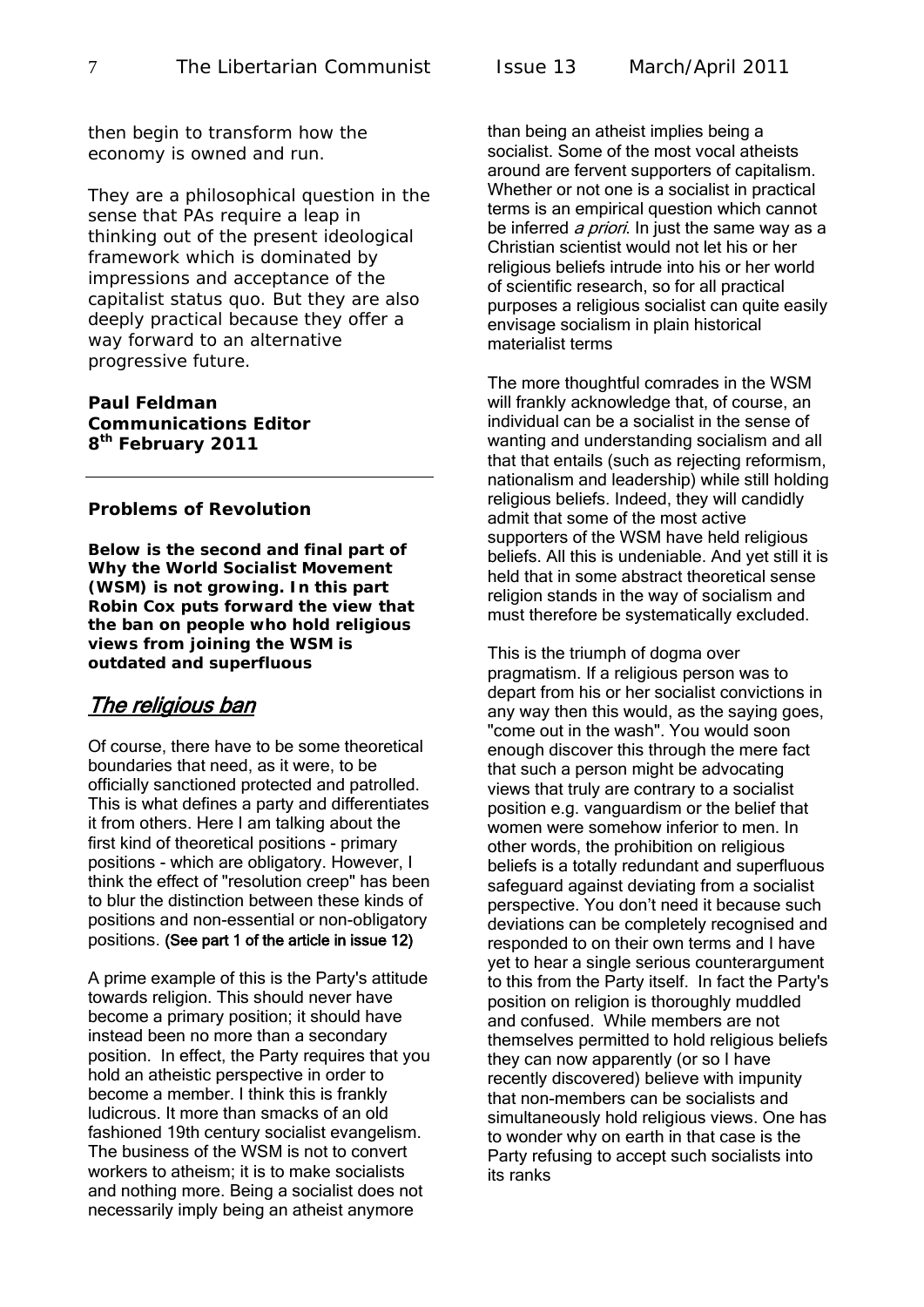then begin to transform how the economy is owned and run.

They are a philosophical question in the sense that PAs require a leap in thinking out of the present ideological framework which is dominated by impressions and acceptance of the capitalist status quo. But they are also deeply practical because they offer a way forward to an alternative progressive future.

**Paul Feldman**
**Communications Editor**
**8th February 2011**

---

### Problems of Revolution

**Below is the second and final part of Why the World Socialist Movement (WSM) is not growing. In this part Robin Cox puts forward the view that the ban on people who hold religious views from joining the WSM is outdated and superfluous**

## *The religious ban*

Of course, there have to be some theoretical boundaries that need, as it were, to be officially sanctioned protected and patrolled. This is what defines a party and differentiates it from others. Here I am talking about the first kind of theoretical positions - primary positions - which are obligatory. However, I think the effect of "resolution creep" has been to blur the distinction between these kinds of positions and non-essential or non-obligatory positions. **(See part 1 of the article in issue 12)**

A prime example of this is the Party's attitude towards religion. This should never have become a primary position; it should have instead been no more than a secondary position. In effect, the Party requires that you hold an atheistic perspective in order to become a member. I think this is frankly ludicrous. It more than smacks of an old fashioned 19th century socialist evangelism. The business of the WSM is not to convert workers to atheism; it is to make socialists and nothing more. Being a socialist does not necessarily imply being an atheist anymore than being an atheist implies being a socialist. Some of the most vocal atheists around are fervent supporters of capitalism. Whether or not one is a socialist in practical terms is an empirical question which cannot be inferred *a priori*. In just the same way as a Christian scientist would not let his or her religious beliefs intrude into his or her world of scientific research, so for all practical purposes a religious socialist can quite easily envisage socialism in plain historical materialist terms

The more thoughtful comrades in the WSM will frankly acknowledge that, of course, an individual can be a socialist in the sense of wanting and understanding socialism and all that that entails (such as rejecting reformism, nationalism and leadership) while still holding religious beliefs. Indeed, they will candidly admit that some of the most active supporters of the WSM have held religious beliefs. All this is undeniable. And yet still it is held that in some abstract theoretical sense religion stands in the way of socialism and must therefore be systematically excluded.

This is the triumph of dogma over pragmatism. If a religious person was to depart from his or her socialist convictions in any way then this would, as the saying goes, "come out in the wash". You would soon enough discover this through the mere fact that such a person might be advocating views that truly are contrary to a socialist position e.g. vanguardism or the belief that women were somehow inferior to men. In other words, the prohibition on religious beliefs is a totally redundant and superfluous safeguard against deviating from a socialist perspective. You don't need it because such deviations can be completely recognised and responded to on their own terms and I have yet to hear a single serious counterargument to this from the Party itself. In fact the Party's position on religion is thoroughly muddled and confused. While members are not themselves permitted to hold religious beliefs they can now apparently (or so I have recently discovered) believe with impunity that non-members can be socialists and simultaneously hold religious views. One has to wonder why on earth in that case is the Party refusing to accept such socialists into its ranks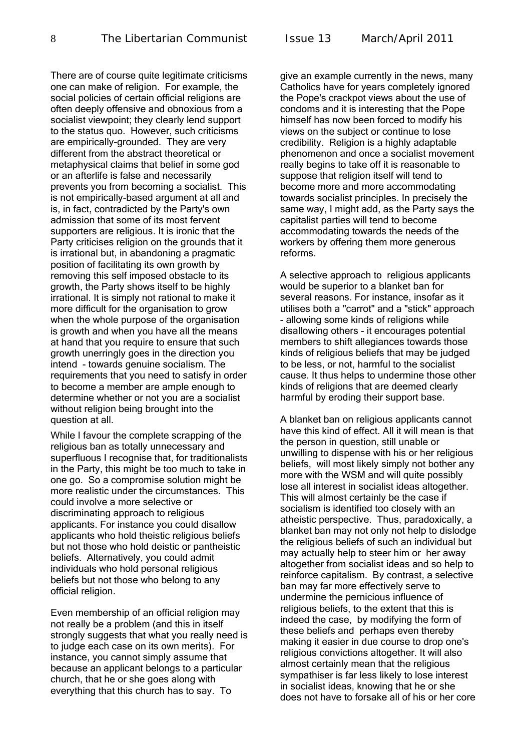There are of course quite legitimate criticisms one can make of religion. For example, the social policies of certain official religions are often deeply offensive and obnoxious from a socialist viewpoint; they clearly lend support to the status quo. However, such criticisms are empirically-grounded. They are very different from the abstract theoretical or metaphysical claims that belief in some god or an afterlife is false and necessarily prevents you from becoming a socialist. This is not empirically-based argument at all and is, in fact, contradicted by the Party's own admission that some of its most fervent supporters are religious. It is ironic that the Party criticises religion on the grounds that it is irrational but, in abandoning a pragmatic position of facilitating its own growth by removing this self imposed obstacle to its growth, the Party shows itself to be highly irrational. It is simply not rational to make it more difficult for the organisation to grow when the whole purpose of the organisation is growth and when you have all the means at hand that you require to ensure that such growth unerringly goes in the direction you intend - towards genuine socialism. The requirements that you need to satisfy in order to become a member are ample enough to determine whether or not you are a socialist without religion being brought into the question at all.

While I favour the complete scrapping of the religious ban as totally unnecessary and superfluous I recognise that, for traditionalists in the Party, this might be too much to take in one go. So a compromise solution might be more realistic under the circumstances. This could involve a more selective or discriminating approach to religious applicants. For instance you could disallow applicants who hold theistic religious beliefs but not those who hold deistic or pantheistic beliefs. Alternatively, you could admit individuals who hold personal religious beliefs but not those who belong to any official religion.

Even membership of an official religion may not really be a problem (and this in itself strongly suggests that what you really need is to judge each case on its own merits). For instance, you cannot simply assume that because an applicant belongs to a particular church, that he or she goes along with everything that this church has to say. To give an example currently in the news, many Catholics have for years completely ignored the Pope's crackpot views about the use of condoms and it is interesting that the Pope himself has now been forced to modify his views on the subject or continue to lose credibility. Religion is a highly adaptable phenomenon and once a socialist movement really begins to take off it is reasonable to suppose that religion itself will tend to become more and more accommodating towards socialist principles. In precisely the same way, I might add, as the Party says the capitalist parties will tend to become accommodating towards the needs of the workers by offering them more generous reforms.

A selective approach to religious applicants would be superior to a blanket ban for several reasons. For instance, insofar as it utilises both a "carrot" and a "stick" approach - allowing some kinds of religions while disallowing others - it encourages potential members to shift allegiances towards those kinds of religious beliefs that may be judged to be less, or not, harmful to the socialist cause. It thus helps to undermine those other kinds of religions that are deemed clearly harmful by eroding their support base.

A blanket ban on religious applicants cannot have this kind of effect. All it will mean is that the person in question, still unable or unwilling to dispense with his or her religious beliefs, will most likely simply not bother any more with the WSM and will quite possibly lose all interest in socialist ideas altogether. This will almost certainly be the case if socialism is identified too closely with an atheistic perspective. Thus, paradoxically, a blanket ban may not only not help to dislodge the religious beliefs of such an individual but may actually help to steer him or her away altogether from socialist ideas and so help to reinforce capitalism. By contrast, a selective ban may far more effectively serve to undermine the pernicious influence of religious beliefs, to the extent that this is indeed the case, by modifying the form of these beliefs and perhaps even thereby making it easier in due course to drop one's religious convictions altogether. It will also almost certainly mean that the religious sympathiser is far less likely to lose interest in socialist ideas, knowing that he or she does not have to forsake all of his or her core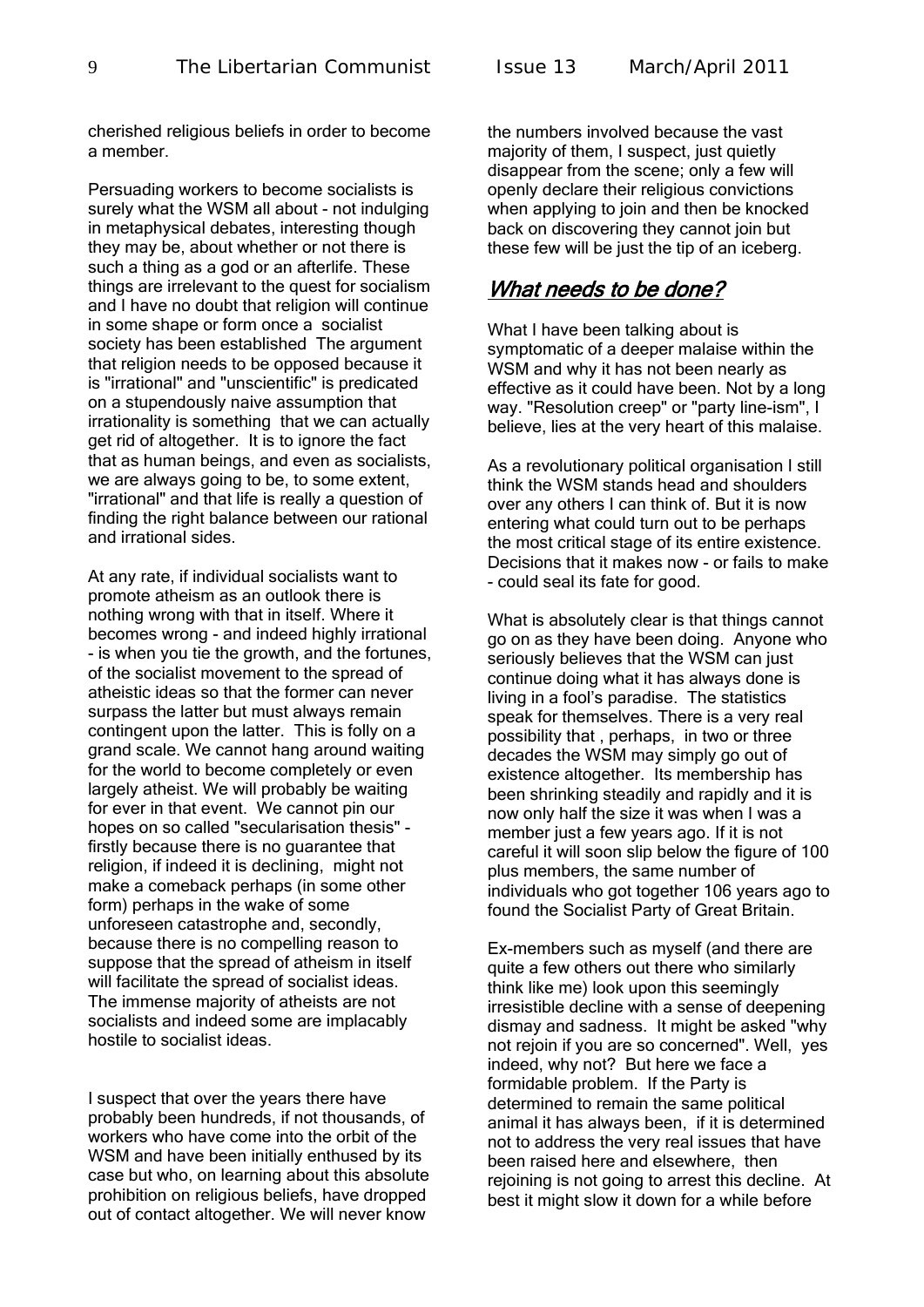cherished religious beliefs in order to become a member.

Persuading workers to become socialists is surely what the WSM all about - not indulging in metaphysical debates, interesting though they may be, about whether or not there is such a thing as a god or an afterlife. These things are irrelevant to the quest for socialism and I have no doubt that religion will continue in some shape or form once a socialist society has been established The argument that religion needs to be opposed because it is "irrational" and "unscientific" is predicated on a stupendously naive assumption that irrationality is something that we can actually get rid of altogether. It is to ignore the fact that as human beings, and even as socialists, we are always going to be, to some extent, "irrational" and that life is really a question of finding the right balance between our rational and irrational sides.

At any rate, if individual socialists want to promote atheism as an outlook there is nothing wrong with that in itself. Where it becomes wrong - and indeed highly irrational - is when you tie the growth, and the fortunes, of the socialist movement to the spread of atheistic ideas so that the former can never surpass the latter but must always remain contingent upon the latter. This is folly on a grand scale. We cannot hang around waiting for the world to become completely or even largely atheist. We will probably be waiting for ever in that event. We cannot pin our hopes on so called "secularisation thesis" - firstly because there is no guarantee that religion, if indeed it is declining, might not make a comeback perhaps (in some other form) perhaps in the wake of some unforeseen catastrophe and, secondly, because there is no compelling reason to suppose that the spread of atheism in itself will facilitate the spread of socialist ideas. The immense majority of atheists are not socialists and indeed some are implacably hostile to socialist ideas.

I suspect that over the years there have probably been hundreds, if not thousands, of workers who have come into the orbit of the WSM and have been initially enthused by its case but who, on learning about this absolute prohibition on religious beliefs, have dropped out of contact altogether. We will never know the numbers involved because the vast majority of them, I suspect, just quietly disappear from the scene; only a few will openly declare their religious convictions when applying to join and then be knocked back on discovering they cannot join but these few will be just the tip of an iceberg.

## *What needs to be done?*

What I have been talking about is symptomatic of a deeper malaise within the WSM and why it has not been nearly as effective as it could have been. Not by a long way. "Resolution creep" or "party line-ism", I believe, lies at the very heart of this malaise.

As a revolutionary political organisation I still think the WSM stands head and shoulders over any others I can think of. But it is now entering what could turn out to be perhaps the most critical stage of its entire existence. Decisions that it makes now - or fails to make - could seal its fate for good.

What is absolutely clear is that things cannot go on as they have been doing. Anyone who seriously believes that the WSM can just continue doing what it has always done is living in a fool's paradise. The statistics speak for themselves. There is a very real possibility that , perhaps, in two or three decades the WSM may simply go out of existence altogether. Its membership has been shrinking steadily and rapidly and it is now only half the size it was when I was a member just a few years ago. If it is not careful it will soon slip below the figure of 100 plus members, the same number of individuals who got together 106 years ago to found the Socialist Party of Great Britain.

Ex-members such as myself (and there are quite a few others out there who similarly think like me) look upon this seemingly irresistible decline with a sense of deepening dismay and sadness. It might be asked "why not rejoin if you are so concerned". Well, yes indeed, why not? But here we face a formidable problem. If the Party is determined to remain the same political animal it has always been, if it is determined not to address the very real issues that have been raised here and elsewhere, then rejoining is not going to arrest this decline. At best it might slow it down for a while before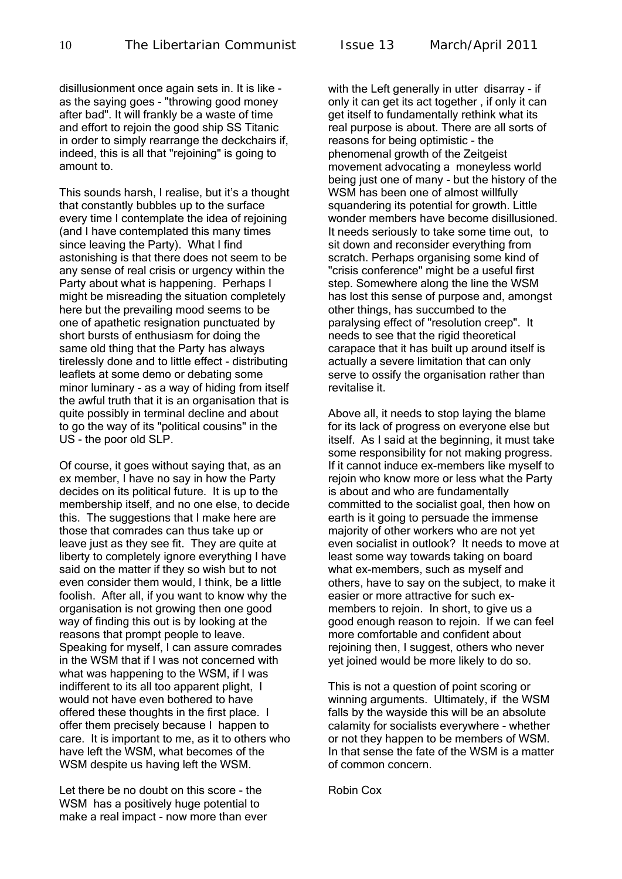disillusionment once again sets in. It is like - as the saying goes - "throwing good money after bad". It will frankly be a waste of time and effort to rejoin the good ship SS Titanic in order to simply rearrange the deckchairs if, indeed, this is all that "rejoining" is going to amount to.

This sounds harsh, I realise, but it's a thought that constantly bubbles up to the surface every time I contemplate the idea of rejoining (and I have contemplated this many times since leaving the Party). What I find astonishing is that there does not seem to be any sense of real crisis or urgency within the Party about what is happening. Perhaps I might be misreading the situation completely here but the prevailing mood seems to be one of apathetic resignation punctuated by short bursts of enthusiasm for doing the same old thing that the Party has always tirelessly done and to little effect - distributing leaflets at some demo or debating some minor luminary - as a way of hiding from itself the awful truth that it is an organisation that is quite possibly in terminal decline and about to go the way of its "political cousins" in the US - the poor old SLP.

Of course, it goes without saying that, as an ex member, I have no say in how the Party decides on its political future. It is up to the membership itself, and no one else, to decide this. The suggestions that I make here are those that comrades can thus take up or leave just as they see fit. They are quite at liberty to completely ignore everything I have said on the matter if they so wish but to not even consider them would, I think, be a little foolish. After all, if you want to know why the organisation is not growing then one good way of finding this out is by looking at the reasons that prompt people to leave. Speaking for myself, I can assure comrades in the WSM that if I was not concerned with what was happening to the WSM, if I was indifferent to its all too apparent plight, I would not have even bothered to have offered these thoughts in the first place. I offer them precisely because I happen to care. It is important to me, as it to others who have left the WSM, what becomes of the WSM despite us having left the WSM.

Let there be no doubt on this score - the WSM has a positively huge potential to make a real impact - now more than ever with the Left generally in utter disarray - if only it can get its act together , if only it can get itself to fundamentally rethink what its real purpose is about. There are all sorts of reasons for being optimistic - the phenomenal growth of the Zeitgeist movement advocating a moneyless world being just one of many - but the history of the WSM has been one of almost willfully squandering its potential for growth. Little wonder members have become disillusioned. It needs seriously to take some time out, to sit down and reconsider everything from scratch. Perhaps organising some kind of "crisis conference" might be a useful first step. Somewhere along the line the WSM has lost this sense of purpose and, amongst other things, has succumbed to the paralysing effect of "resolution creep". It needs to see that the rigid theoretical carapace that it has built up around itself is actually a severe limitation that can only serve to ossify the organisation rather than revitalise it.

Above all, it needs to stop laying the blame for its lack of progress on everyone else but itself. As I said at the beginning, it must take some responsibility for not making progress. If it cannot induce ex-members like myself to rejoin who know more or less what the Party is about and who are fundamentally committed to the socialist goal, then how on earth is it going to persuade the immense majority of other workers who are not yet even socialist in outlook? It needs to move at least some way towards taking on board what ex-members, such as myself and others, have to say on the subject, to make it easier or more attractive for such ex-members to rejoin. In short, to give us a good enough reason to rejoin. If we can feel more comfortable and confident about rejoining then, I suggest, others who never yet joined would be more likely to do so.

This is not a question of point scoring or winning arguments. Ultimately, if the WSM falls by the wayside this will be an absolute calamity for socialists everywhere - whether or not they happen to be members of WSM. In that sense the fate of the WSM is a matter of common concern.

Robin Cox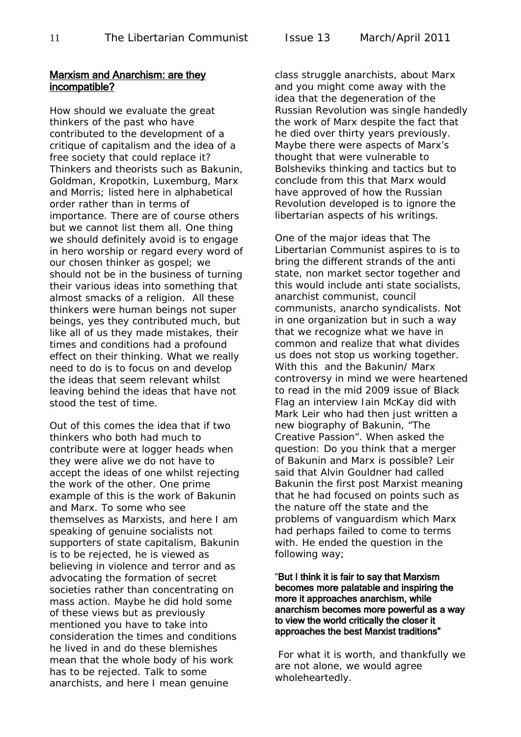## Marxism and Anarchism: are they incompatible?

How should we evaluate the great thinkers of the past who have contributed to the development of a critique of capitalism and the idea of a free society that could replace it? Thinkers and theorists such as Bakunin, Goldman, Kropotkin, Luxemburg, Marx and Morris; listed here in alphabetical order rather than in terms of importance. There are of course others but we cannot list them all. One thing we should definitely avoid is to engage in hero worship or regard every word of our chosen thinker as gospel; we should not be in the business of turning their various ideas into something that almost smacks of a religion. All these thinkers were human beings not super beings, yes they contributed much, but like all of us they made mistakes, their times and conditions had a profound effect on their thinking. What we really need to do is to focus on and develop the ideas that seem relevant whilst leaving behind the ideas that have not stood the test of time.

Out of this comes the idea that if two thinkers who both had much to contribute were at logger heads when they were alive we do not have to accept the ideas of one whilst rejecting the work of the other. One prime example of this is the work of Bakunin and Marx. To some who see themselves as Marxists, and here I am speaking of genuine socialists not supporters of state capitalism, Bakunin is to be rejected, he is viewed as believing in violence and terror and as advocating the formation of secret societies rather than concentrating on mass action. Maybe he did hold some of these views but as previously mentioned you have to take into consideration the times and conditions he lived in and do these blemishes mean that the whole body of his work has to be rejected. Talk to some anarchists, and here I mean genuine class struggle anarchists, about Marx and you might come away with the idea that the degeneration of the Russian Revolution was single handedly the work of Marx despite the fact that he died over thirty years previously. Maybe there were aspects of Marx's thought that were vulnerable to Bolsheviks thinking and tactics but to conclude from this that Marx would have approved of how the Russian Revolution developed is to ignore the libertarian aspects of his writings.

One of the major ideas that The Libertarian Communist aspires to is to bring the different strands of the anti state, non market sector together and this would include anti state socialists, anarchist communist, council communists, anarcho syndicalists. Not in one organization but in such a way that we recognize what we have in common and realize that what divides us does not stop us working together. With this and the Bakunin/ Marx controversy in mind we were heartened to read in the mid 2009 issue of Black Flag an interview Iain McKay did with Mark Leir who had then just written a new biography of Bakunin, "The Creative Passion". When asked the question: Do you think that a merger of Bakunin and Marx is possible? Leir said that Alvin Gouldner had called Bakunin the first post Marxist meaning that he had focused on points such as the nature off the state and the problems of vanguardism which Marx had perhaps failed to come to terms with. He ended the question in the following way;

**"But I think it is fair to say that Marxism becomes more palatable and inspiring the more it approaches anarchism, while anarchism becomes more powerful as a way to view the world critically the closer it approaches the best Marxist traditions"**

For what it is worth, and thankfully we are not alone, we would agree wholeheartedly.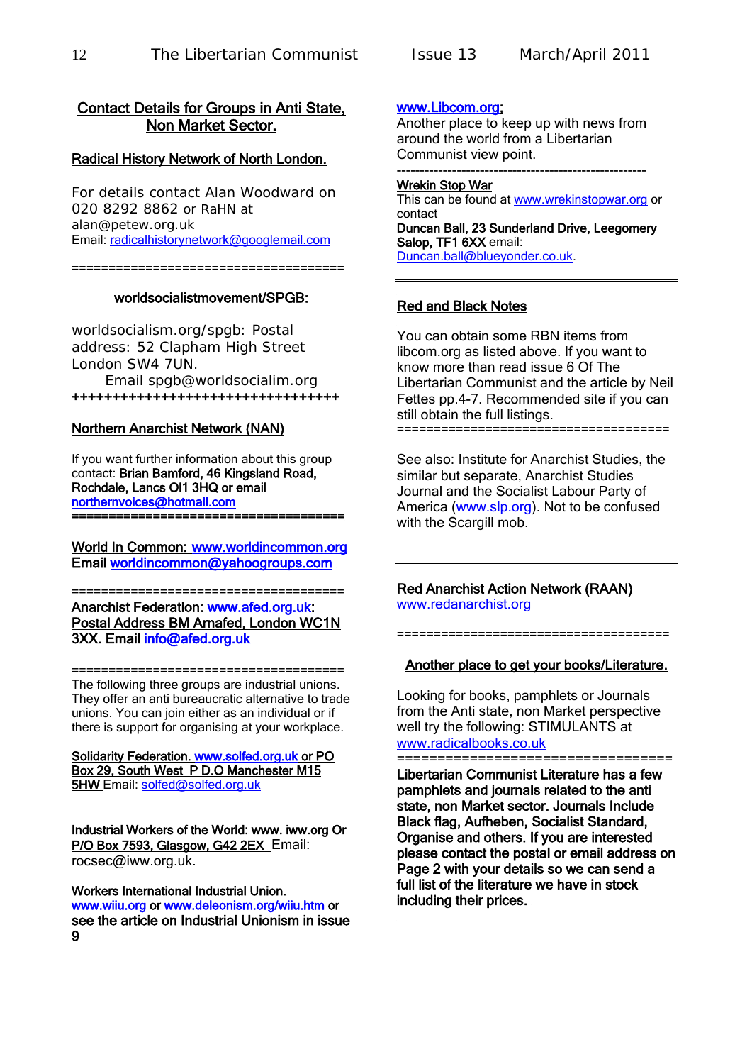## Contact Details for Groups in Anti State, Non Market Sector.

### Radical History Network of North London.

For details contact Alan Woodward on 020 8292 8862 or RaHN at alan@petew.org.uk
Email: radicalhistorynetwork@googlemail.com

====================================

### worldsocialistmovement/SPGB:

worldsocialism.org/spgb: Postal address: 52 Clapham High Street London SW4 7UN.
Email spgb@worldsocialim.org

++++++++++++++++++++++++++++++++++

### Northern Anarchist Network (NAN)

If you want further information about this group contact: **Brian Bamford, 46 Kingsland Road, Rochdale, Lancs Ol1 3HQ or email** northernvoices@hotmail.com

====================================

**World In Common: www.worldincommon.org**
**Email worldincommon@yahoogroups.com**

====================================

**Anarchist Federation: www.afed.org.uk: Postal Address BM Arnafed, London WC1N 3XX. Email info@afed.org.uk**

====================================

The following three groups are industrial unions. They offer an anti bureaucratic alternative to trade unions. You can join either as an individual or if there is support for organising at your workplace.

**Solidarity Federation. www.solfed.org.uk or PO Box 29, South West P D.O Manchester M15 5HW** Email: solfed@solfed.org.uk

**Industrial Workers of the World: www. iww.org Or P/O Box 7593, Glasgow, G42 2EX** Email: rocsec@iww.org.uk.

**Workers International Industrial Union.**
**www.wiiu.org or www.deleonism.org/wiiu.htm or see the article on Industrial Unionism in issue 9**

### www.Libcom.org;

Another place to keep up with news from around the world from a Libertarian Communist view point.

------------------------------------------------------

### Wrekin Stop War

This can be found at www.wrekinstopwar.org or contact
**Duncan Ball, 23 Sunderland Drive, Leegomery Salop, TF1 6XX** email: Duncan.ball@blueyonder.co.uk.

---

### Red and Black Notes

You can obtain some RBN items from libcom.org as listed above. If you want to know more than read issue 6 Of The Libertarian Communist and the article by Neil Fettes pp.4-7. Recommended site if you can still obtain the full listings.

====================================

See also: Institute for Anarchist Studies, the similar but separate, Anarchist Studies Journal and the Socialist Labour Party of America (www.slp.org). Not to be confused with the Scargill mob.

---

### Red Anarchist Action Network (RAAN)

www.redanarchist.org

====================================

### Another place to get your books/Literature.

Looking for books, pamphlets or Journals from the Anti state, non Market perspective well try the following: STIMULANTS at www.radicalbooks.co.uk

==================================

**Libertarian Communist Literature has a few pamphlets and journals related to the anti state, non Market sector. Journals Include Black flag, Aufheben, Socialist Standard, Organise and others. If you are interested please contact the postal or email address on Page 2 with your details so we can send a full list of the literature we have in stock including their prices.**